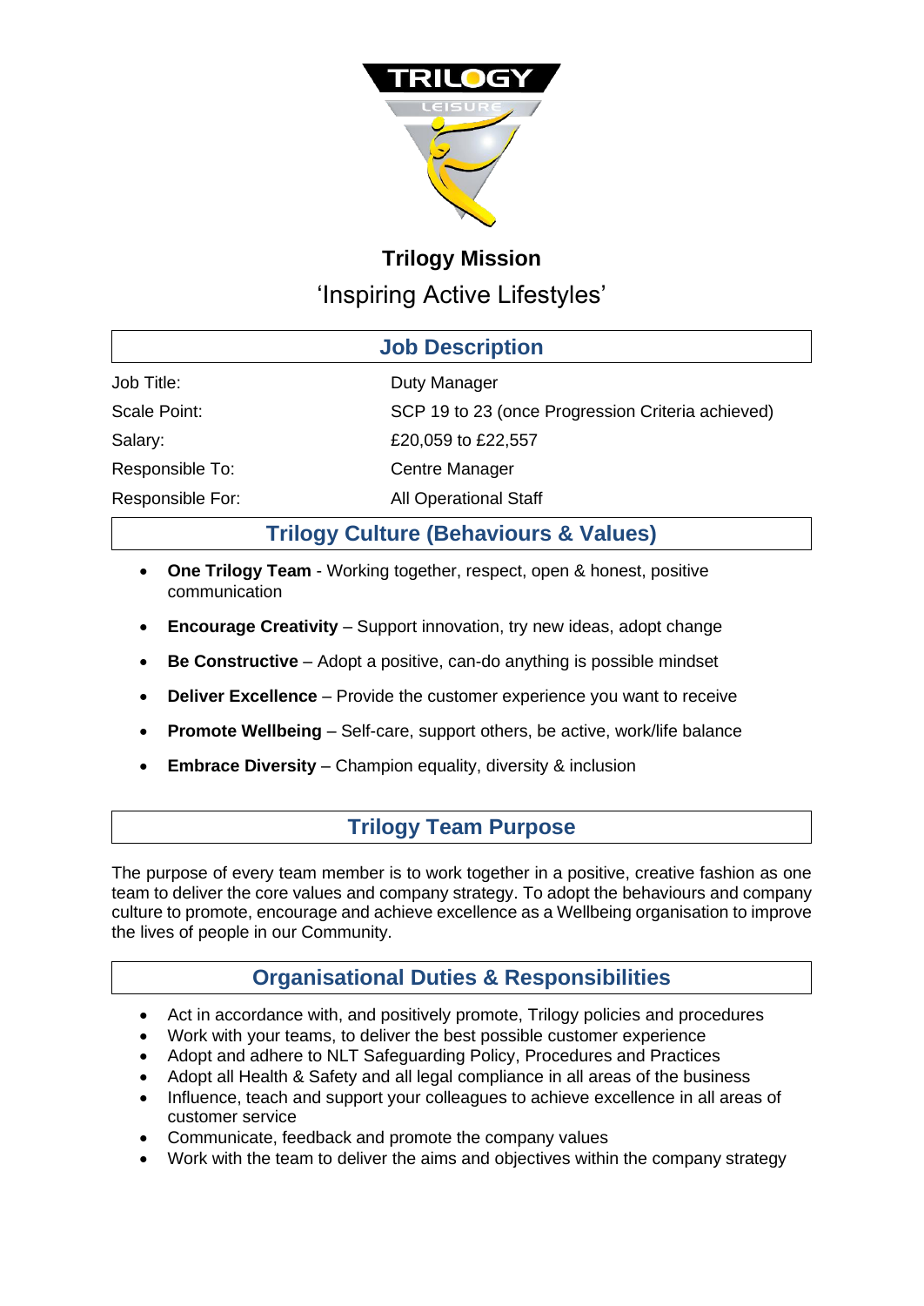## Trilogy Mission

'Inspiring Active Lifestyles'

## Job Description

| | |
|---|---|
| Job Title: | Duty Manager |
| Scale Point: | SCP 19 to 23 (once Progression Criteria achieved) |
| Salary: | £20,059 to £22,557 |
| Responsible To: | Centre Manager |
| Responsible For: | All Operational Staff |

## Trilogy Culture (Behaviours & Values)

- **One Trilogy Team** - Working together, respect, open & honest, positive communication
- **Encourage Creativity** – Support innovation, try new ideas, adopt change
- **Be Constructive** – Adopt a positive, can-do anything is possible mindset
- **Deliver Excellence** – Provide the customer experience you want to receive
- **Promote Wellbeing** – Self-care, support others, be active, work/life balance
- **Embrace Diversity** – Champion equality, diversity & inclusion

## Trilogy Team Purpose

The purpose of every team member is to work together in a positive, creative fashion as one team to deliver the core values and company strategy. To adopt the behaviours and company culture to promote, encourage and achieve excellence as a Wellbeing organisation to improve the lives of people in our Community.

## Organisational Duties & Responsibilities

- Act in accordance with, and positively promote, Trilogy policies and procedures
- Work with your teams, to deliver the best possible customer experience
- Adopt and adhere to NLT Safeguarding Policy, Procedures and Practices
- Adopt all Health & Safety and all legal compliance in all areas of the business
- Influence, teach and support your colleagues to achieve excellence in all areas of customer service
- Communicate, feedback and promote the company values
- Work with the team to deliver the aims and objectives within the company strategy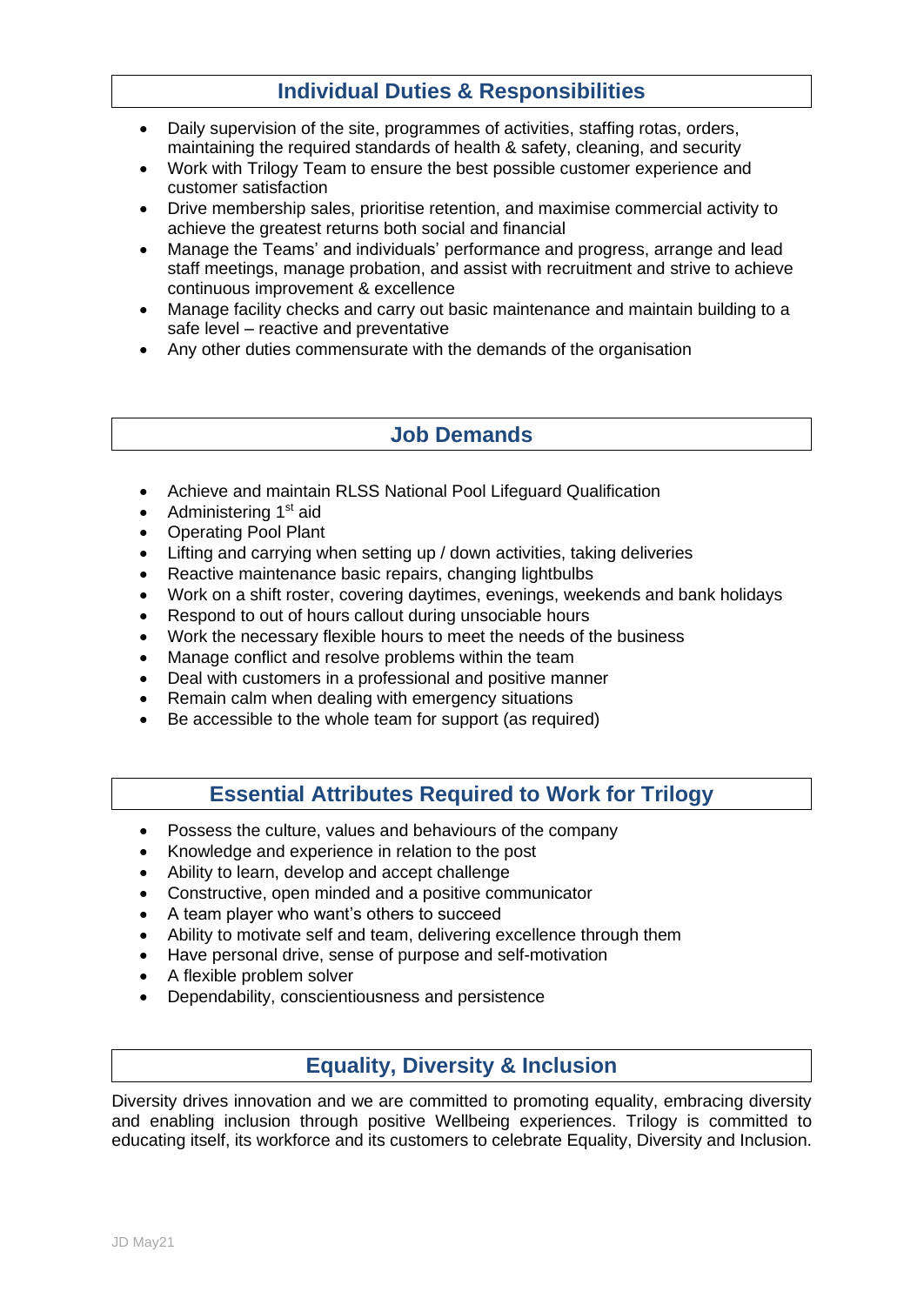## Individual Duties & Responsibilities

- Daily supervision of the site, programmes of activities, staffing rotas, orders, maintaining the required standards of health & safety, cleaning, and security
- Work with Trilogy Team to ensure the best possible customer experience and customer satisfaction
- Drive membership sales, prioritise retention, and maximise commercial activity to achieve the greatest returns both social and financial
- Manage the Teams' and individuals' performance and progress, arrange and lead staff meetings, manage probation, and assist with recruitment and strive to achieve continuous improvement & excellence
- Manage facility checks and carry out basic maintenance and maintain building to a safe level – reactive and preventative
- Any other duties commensurate with the demands of the organisation

## Job Demands

- Achieve and maintain RLSS National Pool Lifeguard Qualification
- Administering 1st aid
- Operating Pool Plant
- Lifting and carrying when setting up / down activities, taking deliveries
- Reactive maintenance basic repairs, changing lightbulbs
- Work on a shift roster, covering daytimes, evenings, weekends and bank holidays
- Respond to out of hours callout during unsociable hours
- Work the necessary flexible hours to meet the needs of the business
- Manage conflict and resolve problems within the team
- Deal with customers in a professional and positive manner
- Remain calm when dealing with emergency situations
- Be accessible to the whole team for support (as required)

## Essential Attributes Required to Work for Trilogy

- Possess the culture, values and behaviours of the company
- Knowledge and experience in relation to the post
- Ability to learn, develop and accept challenge
- Constructive, open minded and a positive communicator
- A team player who want's others to succeed
- Ability to motivate self and team, delivering excellence through them
- Have personal drive, sense of purpose and self-motivation
- A flexible problem solver
- Dependability, conscientiousness and persistence

## Equality, Diversity & Inclusion

Diversity drives innovation and we are committed to promoting equality, embracing diversity and enabling inclusion through positive Wellbeing experiences. Trilogy is committed to educating itself, its workforce and its customers to celebrate Equality, Diversity and Inclusion.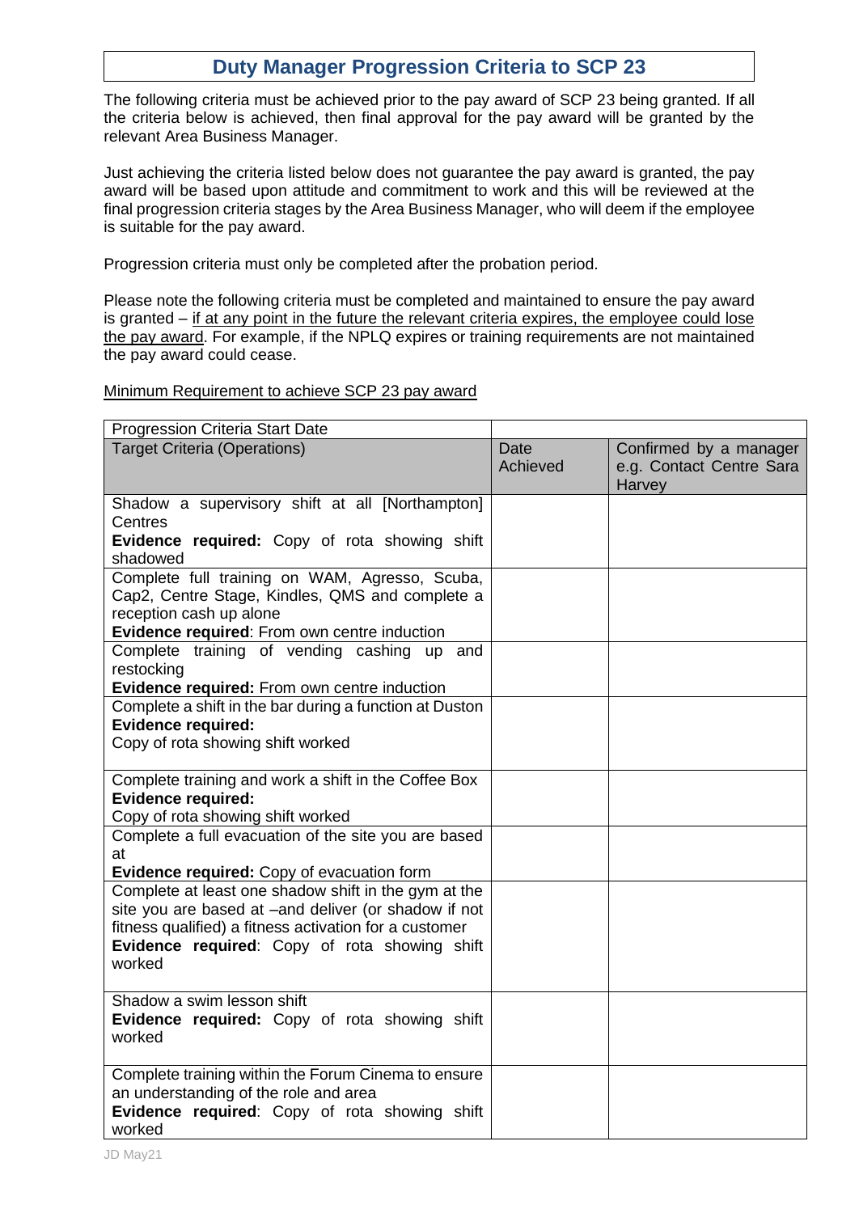# Duty Manager Progression Criteria to SCP 23

The following criteria must be achieved prior to the pay award of SCP 23 being granted. If all the criteria below is achieved, then final approval for the pay award will be granted by the relevant Area Business Manager.

Just achieving the criteria listed below does not guarantee the pay award is granted, the pay award will be based upon attitude and commitment to work and this will be reviewed at the final progression criteria stages by the Area Business Manager, who will deem if the employee is suitable for the pay award.

Progression criteria must only be completed after the probation period.

Please note the following criteria must be completed and maintained to ensure the pay award is granted – <u>if at any point in the future the relevant criteria expires, the employee could lose the pay award</u>. For example, if the NPLQ expires or training requirements are not maintained the pay award could cease.

<u>Minimum Requirement to achieve SCP 23 pay award</u>

| Progression Criteria Start Date | | |
|---|---|---|
| Target Criteria (Operations) | Date Achieved | Confirmed by a manager e.g. Contact Centre Sara Harvey |
| Shadow a supervisory shift at all [Northampton] Centres<br>**Evidence required:** Copy of rota showing shift shadowed | | |
| Complete full training on WAM, Agresso, Scuba, Cap2, Centre Stage, Kindles, QMS and complete a reception cash up alone<br>**Evidence required**: From own centre induction | | |
| Complete training of vending cashing up and restocking<br>**Evidence required:** From own centre induction | | |
| Complete a shift in the bar during a function at Duston<br>**Evidence required:**<br>Copy of rota showing shift worked | | |
| Complete training and work a shift in the Coffee Box<br>**Evidence required:**<br>Copy of rota showing shift worked | | |
| Complete a full evacuation of the site you are based at<br>**Evidence required:** Copy of evacuation form | | |
| Complete at least one shadow shift in the gym at the site you are based at –and deliver (or shadow if not fitness qualified) a fitness activation for a customer<br>**Evidence required**: Copy of rota showing shift worked | | |
| Shadow a swim lesson shift<br>**Evidence required:** Copy of rota showing shift worked | | |
| Complete training within the Forum Cinema to ensure an understanding of the role and area<br>**Evidence required**: Copy of rota showing shift worked | | |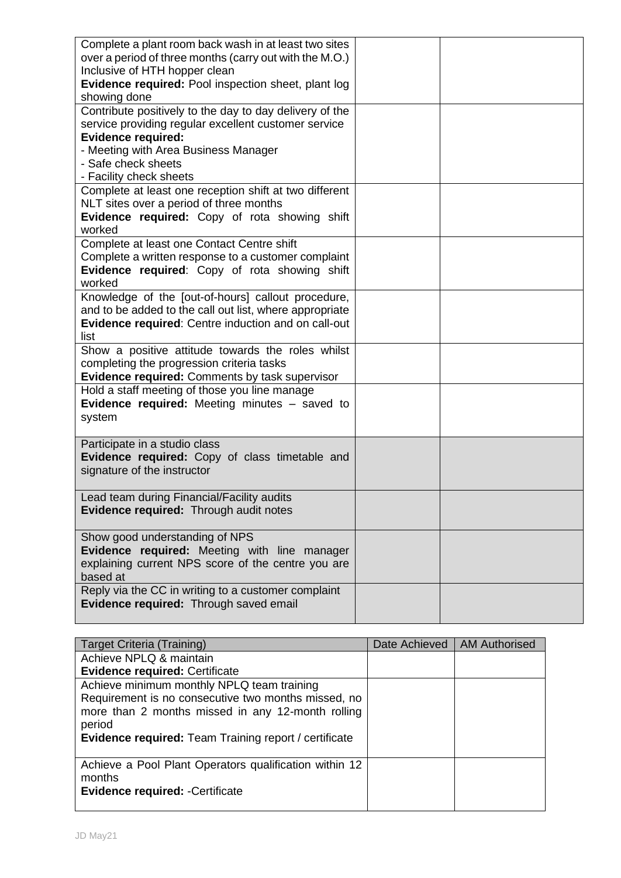| | | |
|---|---|---|
| Complete a plant room back wash in at least two sites over a period of three months (carry out with the M.O.) Inclusive of HTH hopper clean<br>**Evidence required:** Pool inspection sheet, plant log showing done | | |
| Contribute positively to the day to day delivery of the service providing regular excellent customer service<br>**Evidence required:**<br>- Meeting with Area Business Manager<br>- Safe check sheets<br>- Facility check sheets | | |
| Complete at least one reception shift at two different NLT sites over a period of three months<br>**Evidence required:** Copy of rota showing shift worked | | |
| Complete at least one Contact Centre shift<br>Complete a written response to a customer complaint<br>**Evidence required**: Copy of rota showing shift worked | | |
| Knowledge of the [out-of-hours] callout procedure, and to be added to the call out list, where appropriate<br>**Evidence required**: Centre induction and on call-out list | | |
| Show a positive attitude towards the roles whilst completing the progression criteria tasks<br>**Evidence required:** Comments by task supervisor | | |
| Hold a staff meeting of those you line manage<br>**Evidence required:** Meeting minutes – saved to system | | |
| Participate in a studio class<br>**Evidence required:** Copy of class timetable and signature of the instructor | | |
| Lead team during Financial/Facility audits<br>**Evidence required:** Through audit notes | | |
| Show good understanding of NPS<br>**Evidence required:** Meeting with line manager explaining current NPS score of the centre you are based at | | |
| Reply via the CC in writing to a customer complaint<br>**Evidence required:** Through saved email | | |

| Target Criteria (Training) | Date Achieved | AM Authorised |
|---|---|---|
| Achieve NPLQ & maintain<br>**Evidence required:** Certificate | | |
| Achieve minimum monthly NPLQ team training<br>Requirement is no consecutive two months missed, no more than 2 months missed in any 12-month rolling period<br>**Evidence required:** Team Training report / certificate | | |
| Achieve a Pool Plant Operators qualification within 12 months<br>**Evidence required:** -Certificate | | |

JD May21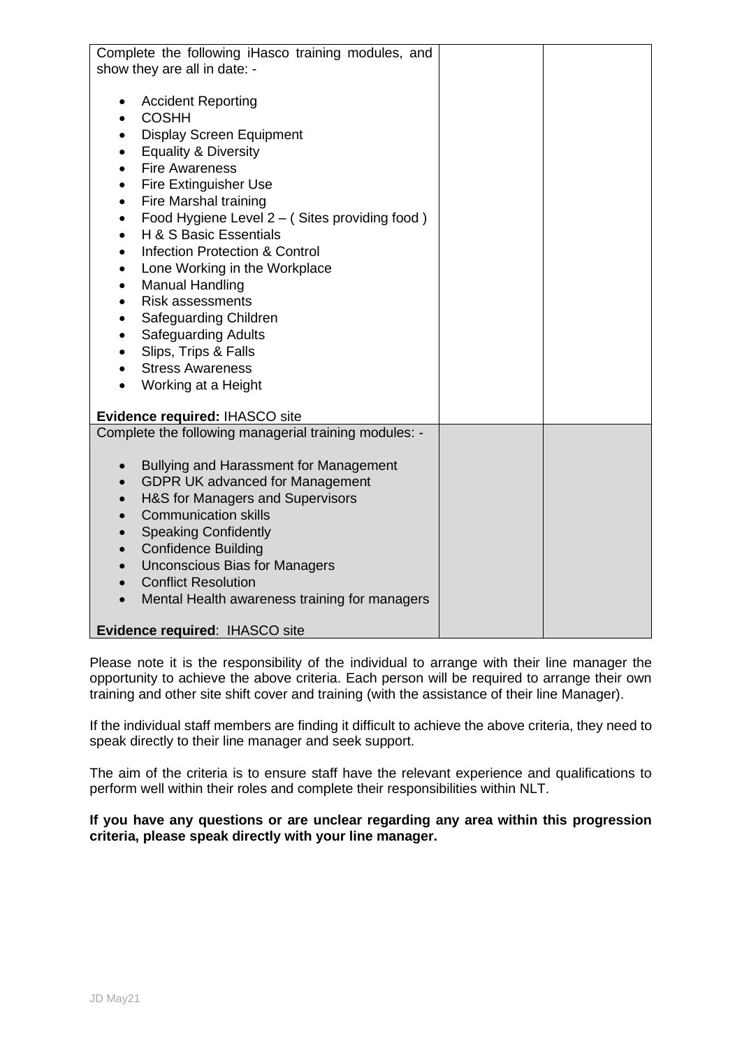| | | |
|---|---|---|
| Complete the following iHasco training modules, and show they are all in date: -<br><br>• Accident Reporting<br>• COSHH<br>• Display Screen Equipment<br>• Equality & Diversity<br>• Fire Awareness<br>• Fire Extinguisher Use<br>• Fire Marshal training<br>• Food Hygiene Level 2 – ( Sites providing food )<br>• H & S Basic Essentials<br>• Infection Protection & Control<br>• Lone Working in the Workplace<br>• Manual Handling<br>• Risk assessments<br>• Safeguarding Children<br>• Safeguarding Adults<br>• Slips, Trips & Falls<br>• Stress Awareness<br>• Working at a Height<br><br>**Evidence required:** IHASCO site | | |
| Complete the following managerial training modules: -<br><br>• Bullying and Harassment for Management<br>• GDPR UK advanced for Management<br>• H&S for Managers and Supervisors<br>• Communication skills<br>• Speaking Confidently<br>• Confidence Building<br>• Unconscious Bias for Managers<br>• Conflict Resolution<br>• Mental Health awareness training for managers<br><br>**Evidence required**: IHASCO site | | |

Please note it is the responsibility of the individual to arrange with their line manager the opportunity to achieve the above criteria. Each person will be required to arrange their own training and other site shift cover and training (with the assistance of their line Manager).

If the individual staff members are finding it difficult to achieve the above criteria, they need to speak directly to their line manager and seek support.

The aim of the criteria is to ensure staff have the relevant experience and qualifications to perform well within their roles and complete their responsibilities within NLT.

**If you have any questions or are unclear regarding any area within this progression criteria, please speak directly with your line manager.**